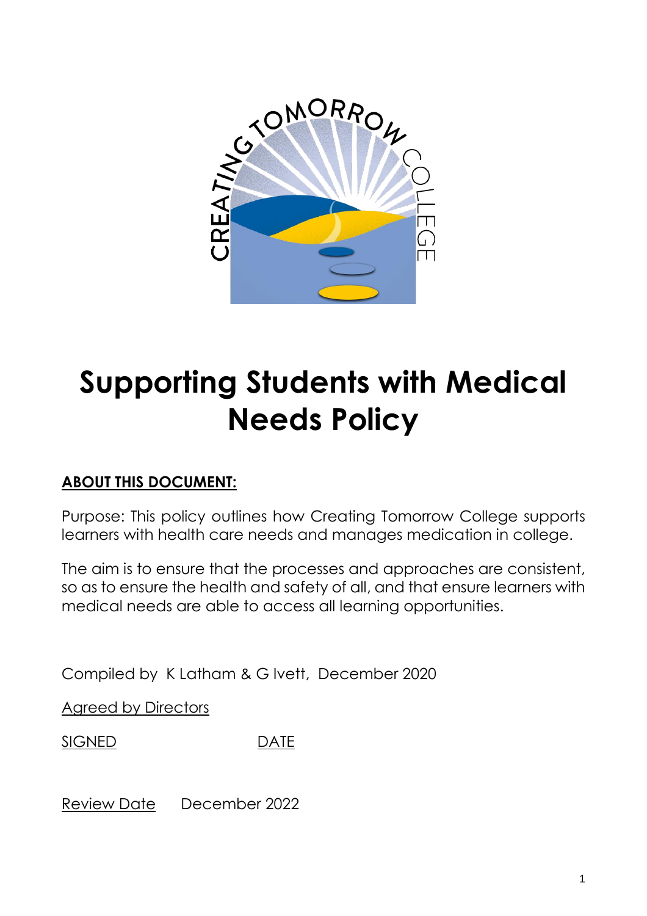# Supporting Students with Medical Needs Policy

**ABOUT THIS DOCUMENT:**

Purpose: This policy outlines how Creating Tomorrow College supports learners with health care needs and manages medication in college.

The aim is to ensure that the processes and approaches are consistent, so as to ensure the health and safety of all, and that ensure learners with medical needs are able to access all learning opportunities.

Compiled by K Latham & G Ivett, December 2020

Agreed by Directors

SIGNED DATE

Review Date December 2022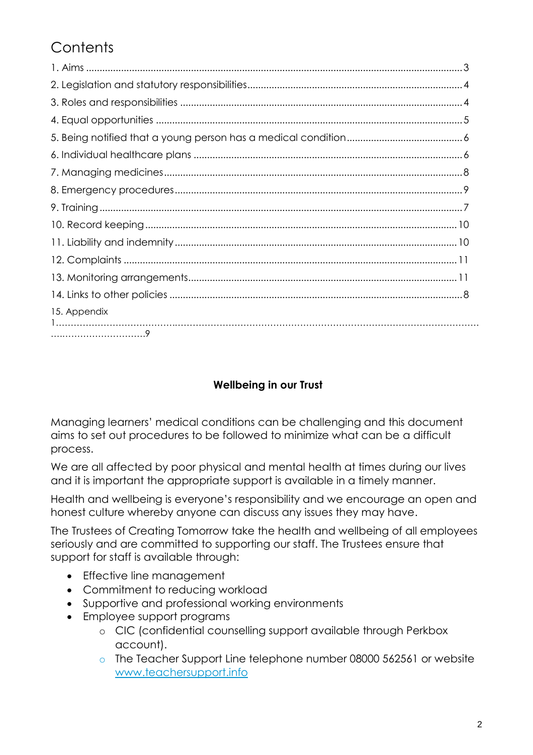# Contents

1. Aims ........................................................................................................................................3
2. Legislation and statutory responsibilities..............................................................................4
3. Roles and responsibilities .......................................................................................................4
4. Equal opportunities ................................................................................................................5
5. Being notified that a young person has a medical condition..........................................6
6. Individual healthcare plans ..................................................................................................6
7. Managing medicines.............................................................................................................8
8. Emergency procedures........................................................................................................9
9. Training....................................................................................................................................7
10. Record keeping.................................................................................................................10
11. Liability and indemnity.......................................................................................................10
12. Complaints .........................................................................................................................11
13. Monitoring arrangements..................................................................................................11
14. Links to other policies ..........................................................................................................8
15. Appendix 1.........................................................................................................................................9

**Wellbeing in our Trust**

Managing learners' medical conditions can be challenging and this document aims to set out procedures to be followed to minimize what can be a difficult process.

We are all affected by poor physical and mental health at times during our lives and it is important the appropriate support is available in a timely manner.

Health and wellbeing is everyone's responsibility and we encourage an open and honest culture whereby anyone can discuss any issues they may have.

The Trustees of Creating Tomorrow take the health and wellbeing of all employees seriously and are committed to supporting our staff. The Trustees ensure that support for staff is available through:

- Effective line management
- Commitment to reducing workload
- Supportive and professional working environments
- Employee support programs
  - CIC (confidential counselling support available through Perkbox account).
  - The Teacher Support Line telephone number 08000 562561 or website [www.teachersupport.info](http://www.teachersupport.info)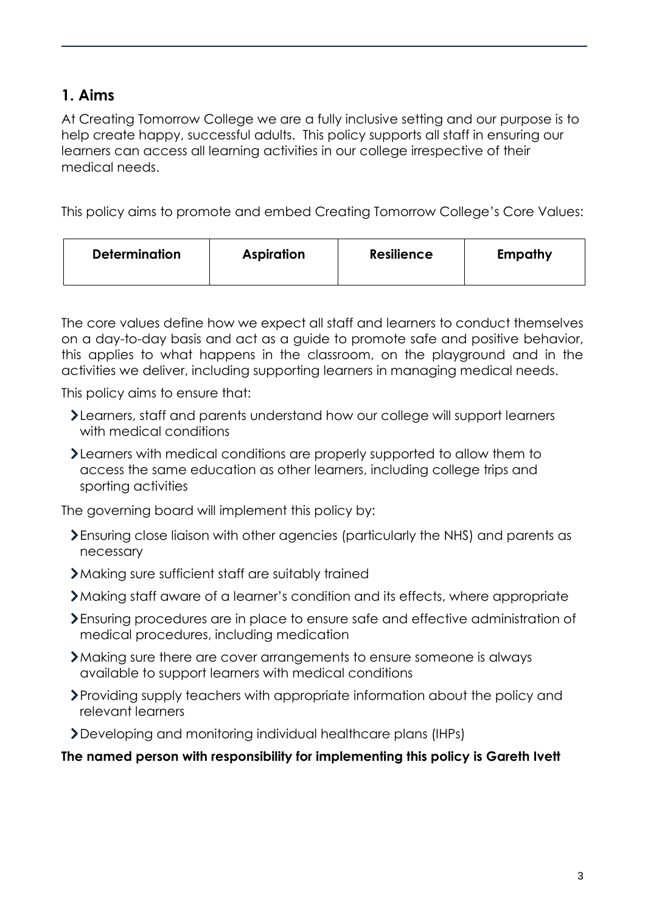## 1. Aims

At Creating Tomorrow College we are a fully inclusive setting and our purpose is to help create happy, successful adults. This policy supports all staff in ensuring our learners can access all learning activities in our college irrespective of their medical needs.

This policy aims to promote and embed Creating Tomorrow College's Core Values:

| Determination | Aspiration | Resilience | Empathy |
|---|---|---|---|

The core values define how we expect all staff and learners to conduct themselves on a day-to-day basis and act as a guide to promote safe and positive behavior, this applies to what happens in the classroom, on the playground and in the activities we deliver, including supporting learners in managing medical needs.

This policy aims to ensure that:

- Learners, staff and parents understand how our college will support learners with medical conditions
- Learners with medical conditions are properly supported to allow them to access the same education as other learners, including college trips and sporting activities

The governing board will implement this policy by:

- Ensuring close liaison with other agencies (particularly the NHS) and parents as necessary
- Making sure sufficient staff are suitably trained
- Making staff aware of a learner's condition and its effects, where appropriate
- Ensuring procedures are in place to ensure safe and effective administration of medical procedures, including medication
- Making sure there are cover arrangements to ensure someone is always available to support learners with medical conditions
- Providing supply teachers with appropriate information about the policy and relevant learners
- Developing and monitoring individual healthcare plans (IHPs)

**The named person with responsibility for implementing this policy is Gareth Ivett**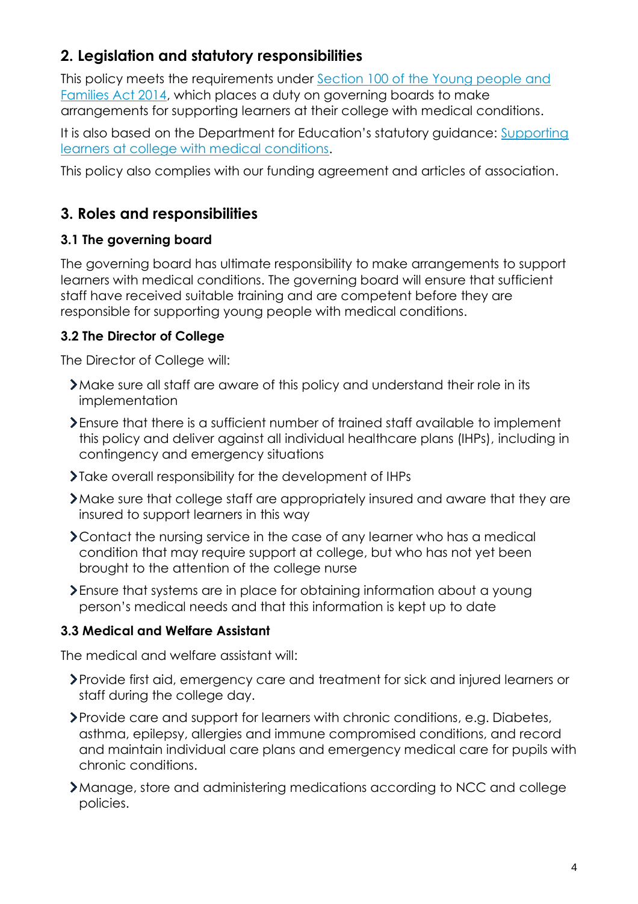## 2. Legislation and statutory responsibilities

This policy meets the requirements under [Section 100 of the Young people and Families Act 2014](), which places a duty on governing boards to make arrangements for supporting learners at their college with medical conditions.

It is also based on the Department for Education's statutory guidance: [Supporting learners at college with medical conditions]().

This policy also complies with our funding agreement and articles of association.

## 3. Roles and responsibilities

### 3.1 The governing board

The governing board has ultimate responsibility to make arrangements to support learners with medical conditions. The governing board will ensure that sufficient staff have received suitable training and are competent before they are responsible for supporting young people with medical conditions.

### 3.2 The Director of College

The Director of College will:

- Make sure all staff are aware of this policy and understand their role in its implementation
- Ensure that there is a sufficient number of trained staff available to implement this policy and deliver against all individual healthcare plans (IHPs), including in contingency and emergency situations
- Take overall responsibility for the development of IHPs
- Make sure that college staff are appropriately insured and aware that they are insured to support learners in this way
- Contact the nursing service in the case of any learner who has a medical condition that may require support at college, but who has not yet been brought to the attention of the college nurse
- Ensure that systems are in place for obtaining information about a young person's medical needs and that this information is kept up to date

### 3.3 Medical and Welfare Assistant

The medical and welfare assistant will:

- Provide first aid, emergency care and treatment for sick and injured learners or staff during the college day.
- Provide care and support for learners with chronic conditions, e.g. Diabetes, asthma, epilepsy, allergies and immune compromised conditions, and record and maintain individual care plans and emergency medical care for pupils with chronic conditions.
- Manage, store and administering medications according to NCC and college policies.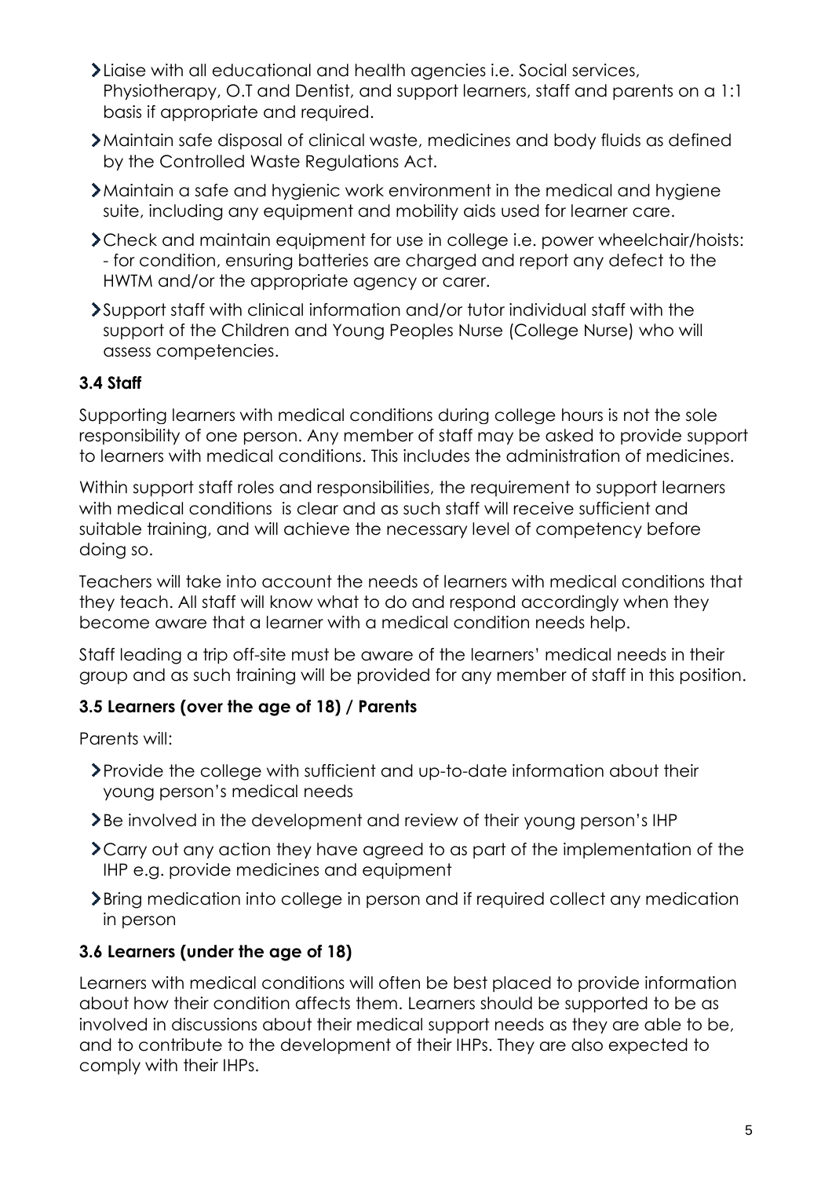- Liaise with all educational and health agencies i.e. Social services, Physiotherapy, O.T and Dentist, and support learners, staff and parents on a 1:1 basis if appropriate and required.
- Maintain safe disposal of clinical waste, medicines and body fluids as defined by the Controlled Waste Regulations Act.
- Maintain a safe and hygienic work environment in the medical and hygiene suite, including any equipment and mobility aids used for learner care.
- Check and maintain equipment for use in college i.e. power wheelchair/hoists: - for condition, ensuring batteries are charged and report any defect to the HWTM and/or the appropriate agency or carer.
- Support staff with clinical information and/or tutor individual staff with the support of the Children and Young Peoples Nurse (College Nurse) who will assess competencies.

### 3.4 Staff

Supporting learners with medical conditions during college hours is not the sole responsibility of one person. Any member of staff may be asked to provide support to learners with medical conditions. This includes the administration of medicines.

Within support staff roles and responsibilities, the requirement to support learners with medical conditions is clear and as such staff will receive sufficient and suitable training, and will achieve the necessary level of competency before doing so.

Teachers will take into account the needs of learners with medical conditions that they teach. All staff will know what to do and respond accordingly when they become aware that a learner with a medical condition needs help.

Staff leading a trip off-site must be aware of the learners' medical needs in their group and as such training will be provided for any member of staff in this position.

### 3.5 Learners (over the age of 18) / Parents

Parents will:

- Provide the college with sufficient and up-to-date information about their young person's medical needs
- Be involved in the development and review of their young person's IHP
- Carry out any action they have agreed to as part of the implementation of the IHP e.g. provide medicines and equipment
- Bring medication into college in person and if required collect any medication in person

### 3.6 Learners (under the age of 18)

Learners with medical conditions will often be best placed to provide information about how their condition affects them. Learners should be supported to be as involved in discussions about their medical support needs as they are able to be, and to contribute to the development of their IHPs. They are also expected to comply with their IHPs.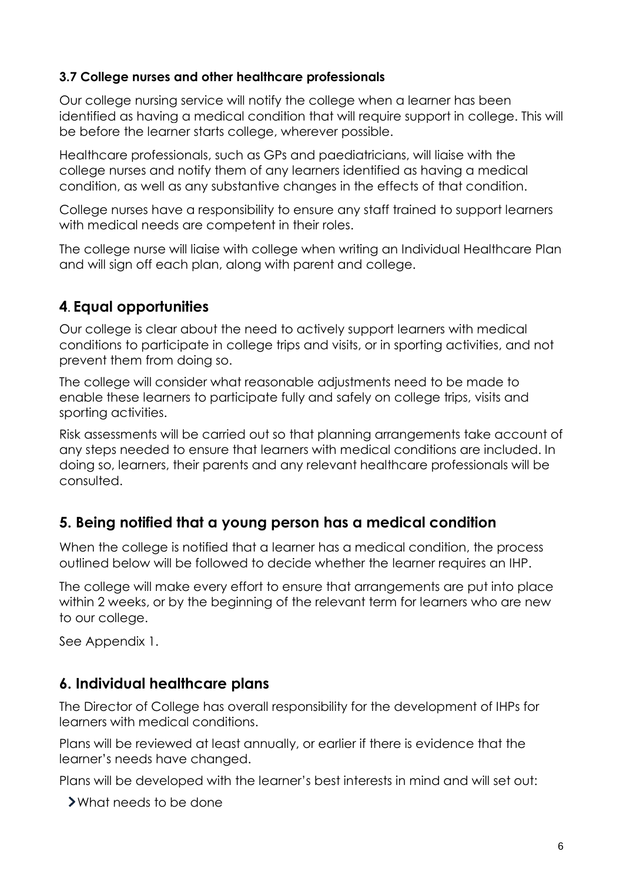### 3.7 College nurses and other healthcare professionals

Our college nursing service will notify the college when a learner has been identified as having a medical condition that will require support in college. This will be before the learner starts college, wherever possible.

Healthcare professionals, such as GPs and paediatricians, will liaise with the college nurses and notify them of any learners identified as having a medical condition, as well as any substantive changes in the effects of that condition.

College nurses have a responsibility to ensure any staff trained to support learners with medical needs are competent in their roles.

The college nurse will liaise with college when writing an Individual Healthcare Plan and will sign off each plan, along with parent and college.

## 4. Equal opportunities

Our college is clear about the need to actively support learners with medical conditions to participate in college trips and visits, or in sporting activities, and not prevent them from doing so.

The college will consider what reasonable adjustments need to be made to enable these learners to participate fully and safely on college trips, visits and sporting activities.

Risk assessments will be carried out so that planning arrangements take account of any steps needed to ensure that learners with medical conditions are included. In doing so, learners, their parents and any relevant healthcare professionals will be consulted.

## 5. Being notified that a young person has a medical condition

When the college is notified that a learner has a medical condition, the process outlined below will be followed to decide whether the learner requires an IHP.

The college will make every effort to ensure that arrangements are put into place within 2 weeks, or by the beginning of the relevant term for learners who are new to our college.

See Appendix 1.

## 6. Individual healthcare plans

The Director of College has overall responsibility for the development of IHPs for learners with medical conditions.

Plans will be reviewed at least annually, or earlier if there is evidence that the learner's needs have changed.

Plans will be developed with the learner's best interests in mind and will set out:

- What needs to be done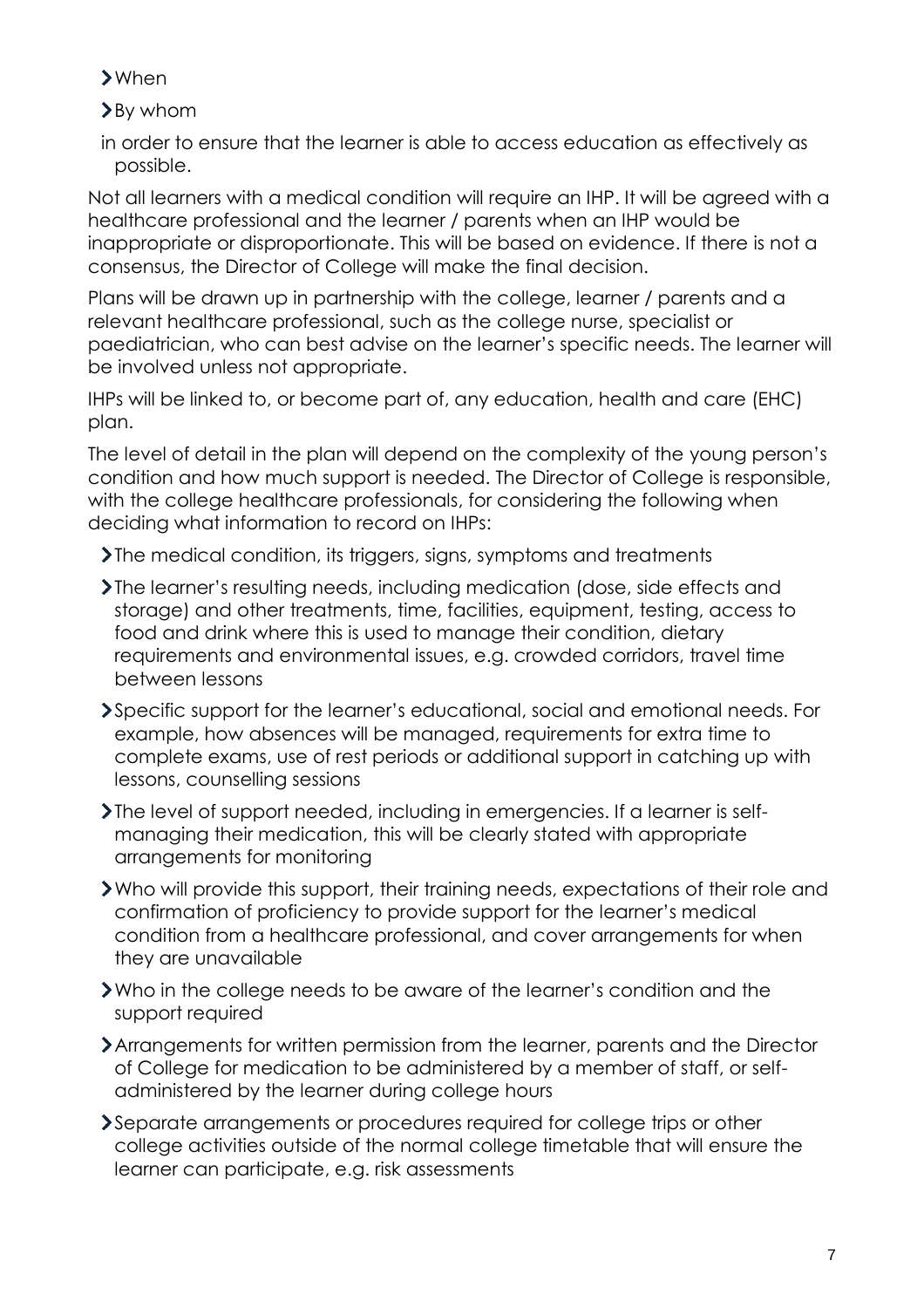- When
- By whom

in order to ensure that the learner is able to access education as effectively as possible.

Not all learners with a medical condition will require an IHP. It will be agreed with a healthcare professional and the learner / parents when an IHP would be inappropriate or disproportionate. This will be based on evidence. If there is not a consensus, the Director of College will make the final decision.

Plans will be drawn up in partnership with the college, learner / parents and a relevant healthcare professional, such as the college nurse, specialist or paediatrician, who can best advise on the learner's specific needs. The learner will be involved unless not appropriate.

IHPs will be linked to, or become part of, any education, health and care (EHC) plan.

The level of detail in the plan will depend on the complexity of the young person's condition and how much support is needed. The Director of College is responsible, with the college healthcare professionals, for considering the following when deciding what information to record on IHPs:

- The medical condition, its triggers, signs, symptoms and treatments
- The learner's resulting needs, including medication (dose, side effects and storage) and other treatments, time, facilities, equipment, testing, access to food and drink where this is used to manage their condition, dietary requirements and environmental issues, e.g. crowded corridors, travel time between lessons
- Specific support for the learner's educational, social and emotional needs. For example, how absences will be managed, requirements for extra time to complete exams, use of rest periods or additional support in catching up with lessons, counselling sessions
- The level of support needed, including in emergencies. If a learner is self-managing their medication, this will be clearly stated with appropriate arrangements for monitoring
- Who will provide this support, their training needs, expectations of their role and confirmation of proficiency to provide support for the learner's medical condition from a healthcare professional, and cover arrangements for when they are unavailable
- Who in the college needs to be aware of the learner's condition and the support required
- Arrangements for written permission from the learner, parents and the Director of College for medication to be administered by a member of staff, or self-administered by the learner during college hours
- Separate arrangements or procedures required for college trips or other college activities outside of the normal college timetable that will ensure the learner can participate, e.g. risk assessments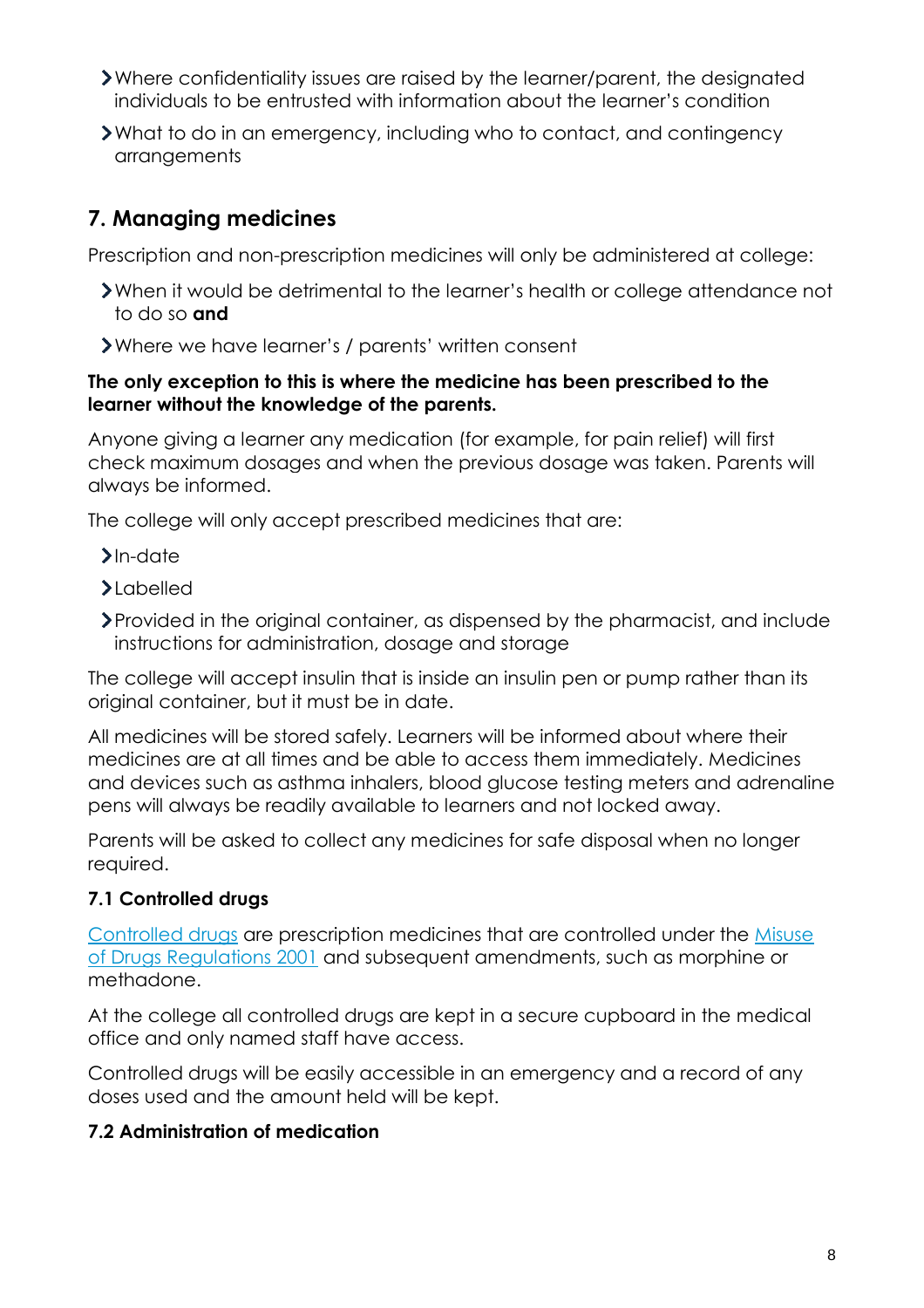- Where confidentiality issues are raised by the learner/parent, the designated individuals to be entrusted with information about the learner's condition
- What to do in an emergency, including who to contact, and contingency arrangements

## 7. Managing medicines

Prescription and non-prescription medicines will only be administered at college:

- When it would be detrimental to the learner's health or college attendance not to do so **and**
- Where we have learner's / parents' written consent

**The only exception to this is where the medicine has been prescribed to the learner without the knowledge of the parents.**

Anyone giving a learner any medication (for example, for pain relief) will first check maximum dosages and when the previous dosage was taken. Parents will always be informed.

The college will only accept prescribed medicines that are:

- In-date
- Labelled
- Provided in the original container, as dispensed by the pharmacist, and include instructions for administration, dosage and storage

The college will accept insulin that is inside an insulin pen or pump rather than its original container, but it must be in date.

All medicines will be stored safely. Learners will be informed about where their medicines are at all times and be able to access them immediately. Medicines and devices such as asthma inhalers, blood glucose testing meters and adrenaline pens will always be readily available to learners and not locked away.

Parents will be asked to collect any medicines for safe disposal when no longer required.

### 7.1 Controlled drugs

[Controlled drugs](#) are prescription medicines that are controlled under the [Misuse of Drugs Regulations 2001](#) and subsequent amendments, such as morphine or methadone.

At the college all controlled drugs are kept in a secure cupboard in the medical office and only named staff have access.

Controlled drugs will be easily accessible in an emergency and a record of any doses used and the amount held will be kept.

### 7.2 Administration of medication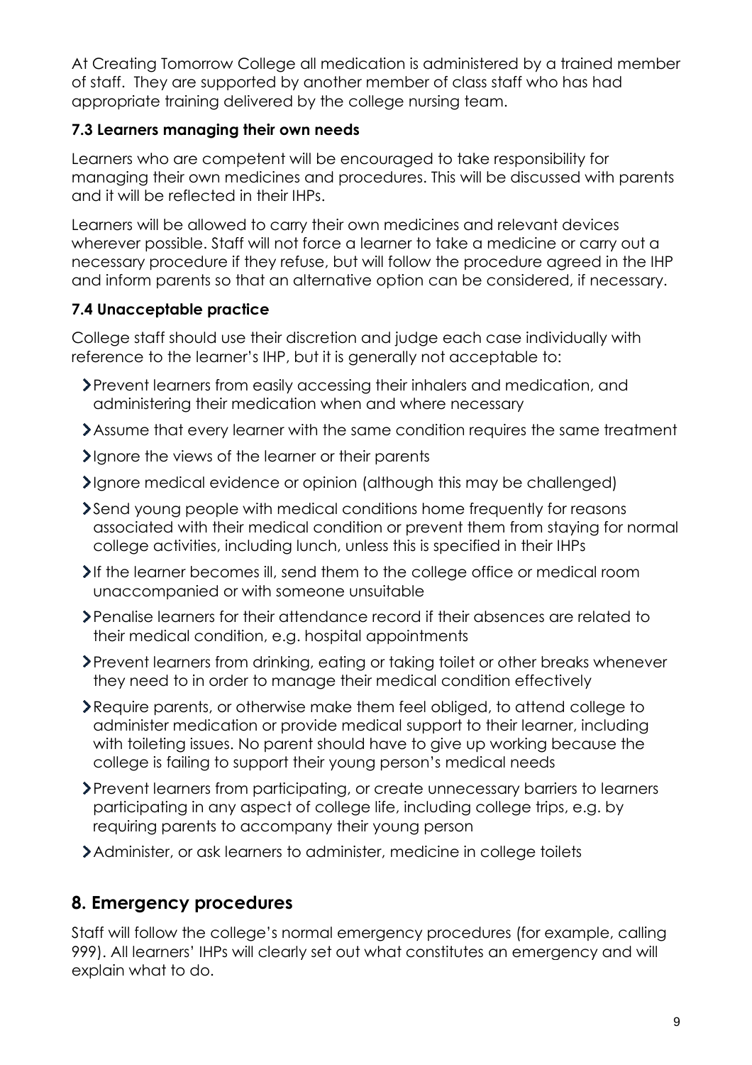At Creating Tomorrow College all medication is administered by a trained member of staff. They are supported by another member of class staff who has had appropriate training delivered by the college nursing team.

### 7.3 Learners managing their own needs

Learners who are competent will be encouraged to take responsibility for managing their own medicines and procedures. This will be discussed with parents and it will be reflected in their IHPs.

Learners will be allowed to carry their own medicines and relevant devices wherever possible. Staff will not force a learner to take a medicine or carry out a necessary procedure if they refuse, but will follow the procedure agreed in the IHP and inform parents so that an alternative option can be considered, if necessary.

### 7.4 Unacceptable practice

College staff should use their discretion and judge each case individually with reference to the learner's IHP, but it is generally not acceptable to:

- Prevent learners from easily accessing their inhalers and medication, and administering their medication when and where necessary
- Assume that every learner with the same condition requires the same treatment
- Ignore the views of the learner or their parents
- Ignore medical evidence or opinion (although this may be challenged)
- Send young people with medical conditions home frequently for reasons associated with their medical condition or prevent them from staying for normal college activities, including lunch, unless this is specified in their IHPs
- If the learner becomes ill, send them to the college office or medical room unaccompanied or with someone unsuitable
- Penalise learners for their attendance record if their absences are related to their medical condition, e.g. hospital appointments
- Prevent learners from drinking, eating or taking toilet or other breaks whenever they need to in order to manage their medical condition effectively
- Require parents, or otherwise make them feel obliged, to attend college to administer medication or provide medical support to their learner, including with toileting issues. No parent should have to give up working because the college is failing to support their young person's medical needs
- Prevent learners from participating, or create unnecessary barriers to learners participating in any aspect of college life, including college trips, e.g. by requiring parents to accompany their young person
- Administer, or ask learners to administer, medicine in college toilets

## 8. Emergency procedures

Staff will follow the college's normal emergency procedures (for example, calling 999). All learners' IHPs will clearly set out what constitutes an emergency and will explain what to do.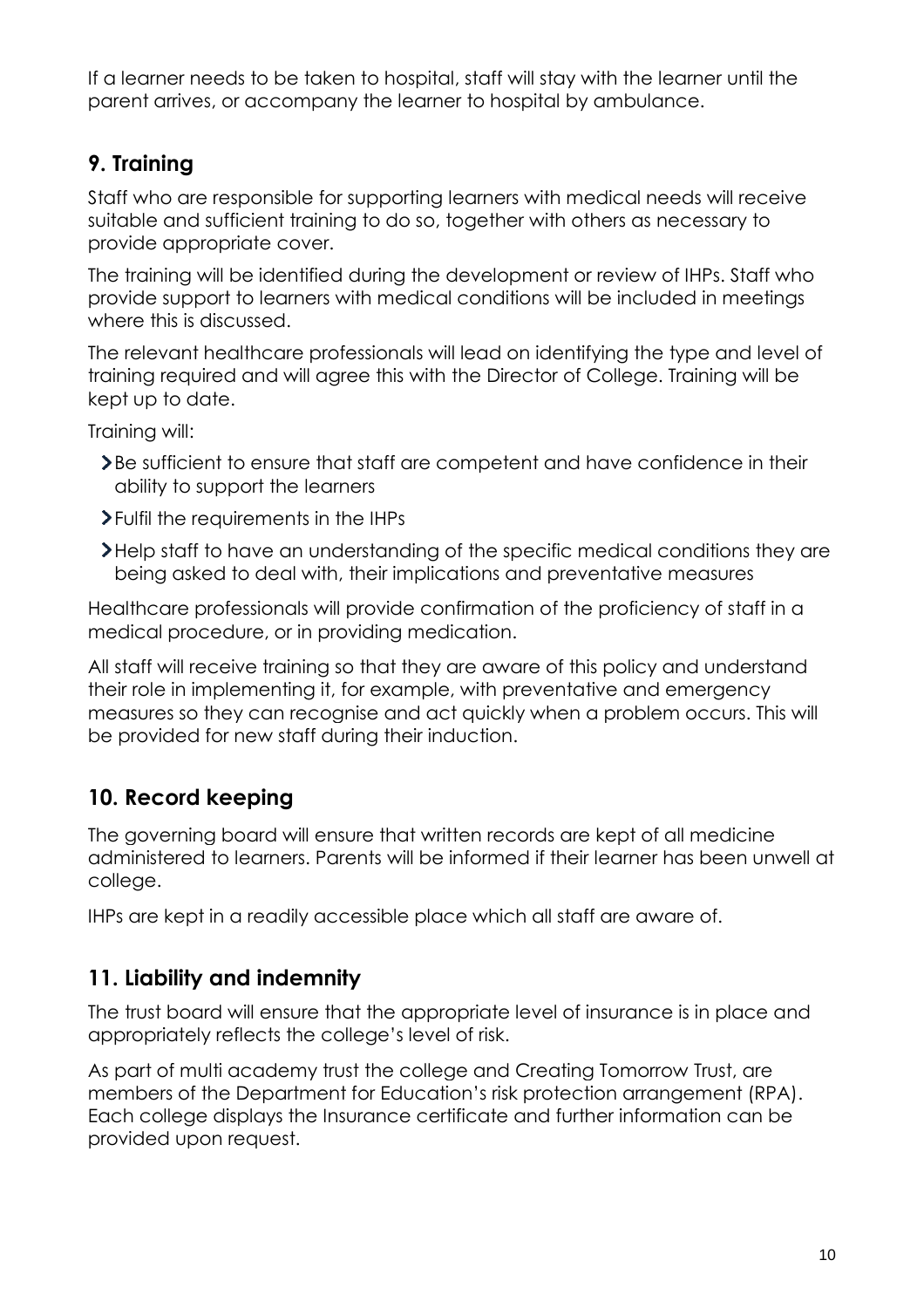If a learner needs to be taken to hospital, staff will stay with the learner until the parent arrives, or accompany the learner to hospital by ambulance.

## 9. Training

Staff who are responsible for supporting learners with medical needs will receive suitable and sufficient training to do so, together with others as necessary to provide appropriate cover.

The training will be identified during the development or review of IHPs. Staff who provide support to learners with medical conditions will be included in meetings where this is discussed.

The relevant healthcare professionals will lead on identifying the type and level of training required and will agree this with the Director of College. Training will be kept up to date.

Training will:

- Be sufficient to ensure that staff are competent and have confidence in their ability to support the learners
- Fulfil the requirements in the IHPs
- Help staff to have an understanding of the specific medical conditions they are being asked to deal with, their implications and preventative measures

Healthcare professionals will provide confirmation of the proficiency of staff in a medical procedure, or in providing medication.

All staff will receive training so that they are aware of this policy and understand their role in implementing it, for example, with preventative and emergency measures so they can recognise and act quickly when a problem occurs. This will be provided for new staff during their induction.

## 10. Record keeping

The governing board will ensure that written records are kept of all medicine administered to learners. Parents will be informed if their learner has been unwell at college.

IHPs are kept in a readily accessible place which all staff are aware of.

## 11. Liability and indemnity

The trust board will ensure that the appropriate level of insurance is in place and appropriately reflects the college's level of risk.

As part of multi academy trust the college and Creating Tomorrow Trust, are members of the Department for Education's risk protection arrangement (RPA). Each college displays the Insurance certificate and further information can be provided upon request.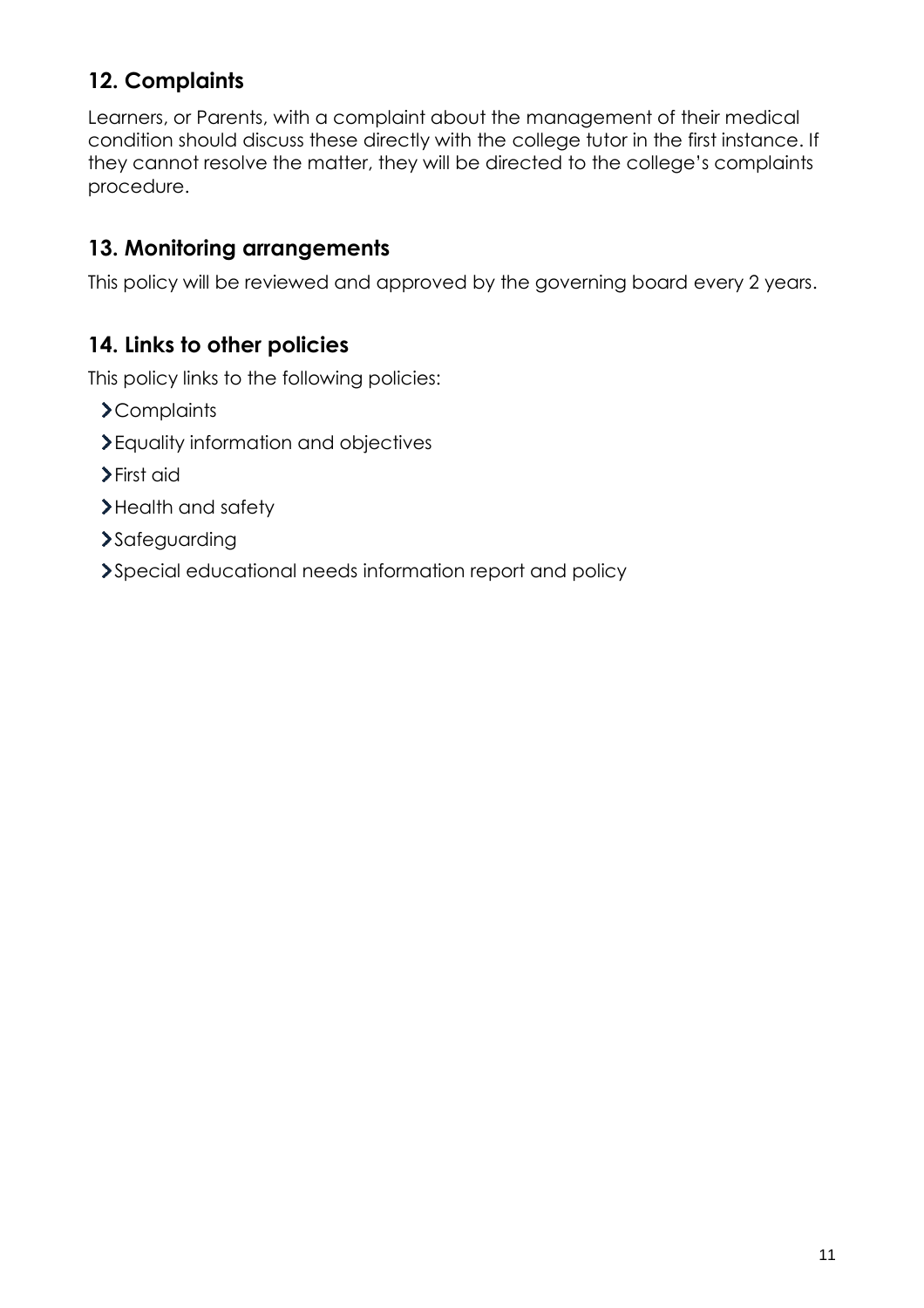## 12. Complaints

Learners, or Parents, with a complaint about the management of their medical condition should discuss these directly with the college tutor in the first instance. If they cannot resolve the matter, they will be directed to the college's complaints procedure.

## 13. Monitoring arrangements

This policy will be reviewed and approved by the governing board every 2 years.

## 14. Links to other policies

This policy links to the following policies:

- Complaints
- Equality information and objectives
- First aid
- Health and safety
- Safeguarding
- Special educational needs information report and policy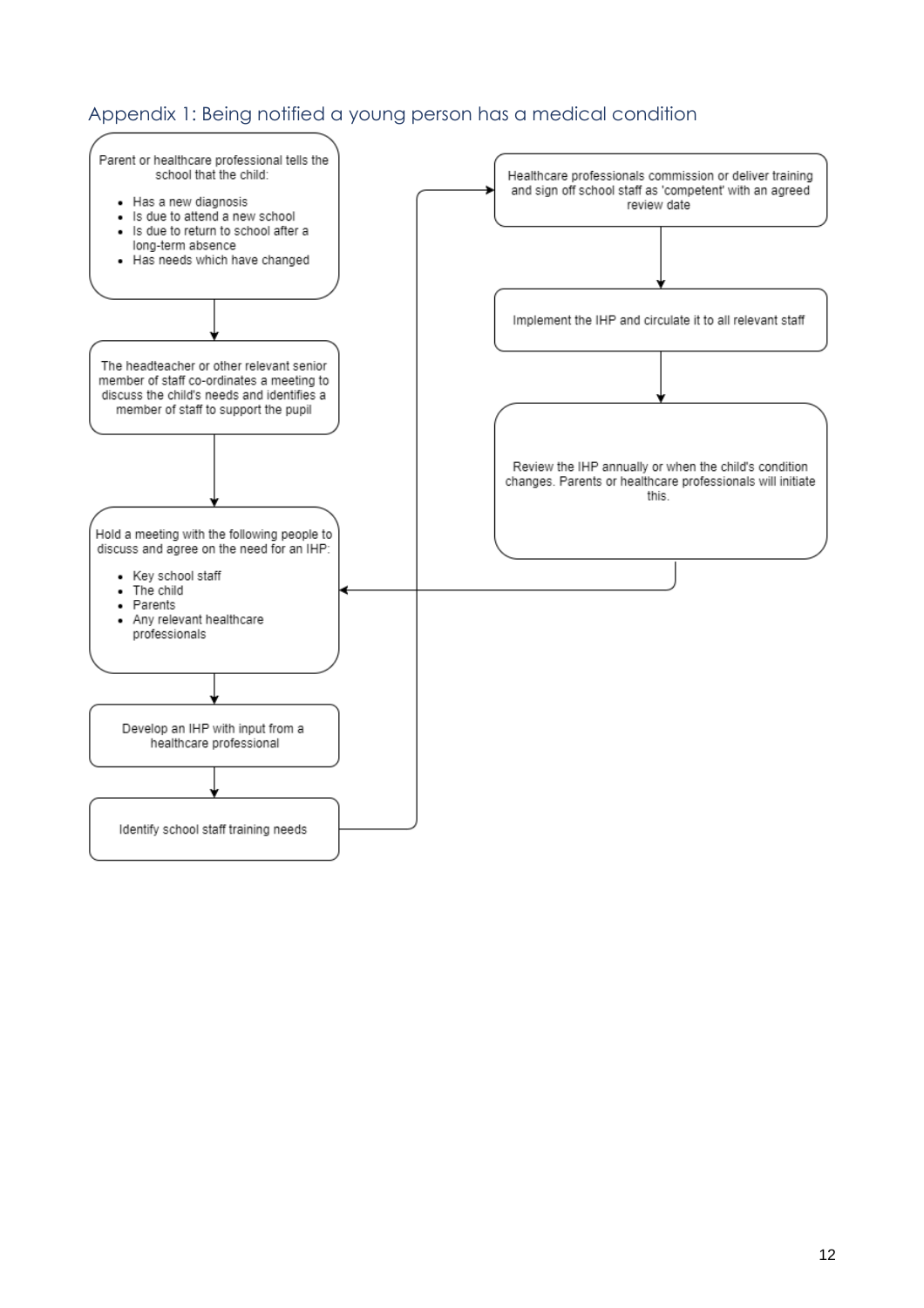## Appendix 1: Being notified a young person has a medical condition

Parent or healthcare professional tells the school that the child:

- Has a new diagnosis
- Is due to attend a new school
- Is due to return to school after a long-term absence
- Has needs which have changed

The headteacher or other relevant senior member of staff co-ordinates a meeting to discuss the child's needs and identifies a member of staff to support the pupil

Hold a meeting with the following people to discuss and agree on the need for an IHP:

- Key school staff
- The child
- Parents
- Any relevant healthcare professionals

Develop an IHP with input from a healthcare professional

Identify school staff training needs

Healthcare professionals commission or deliver training and sign off school staff as 'competent' with an agreed review date

Implement the IHP and circulate it to all relevant staff

Review the IHP annually or when the child's condition changes. Parents or healthcare professionals will initiate this.